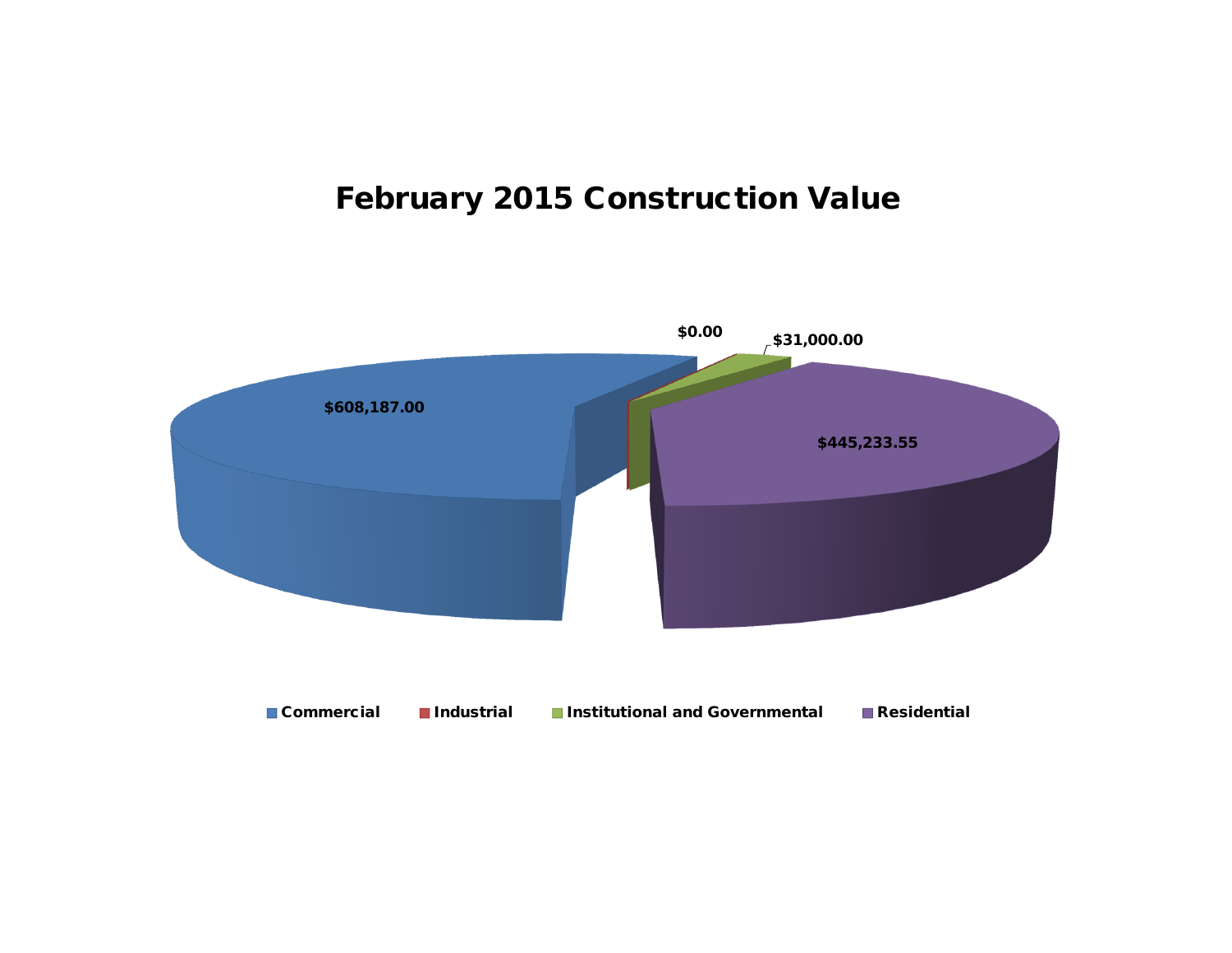# February 2015 Construction Value

$608,187.00

$0.00

$31,000.00

$445,233.55

Commercial   Industrial   Institutional and Governmental   Residential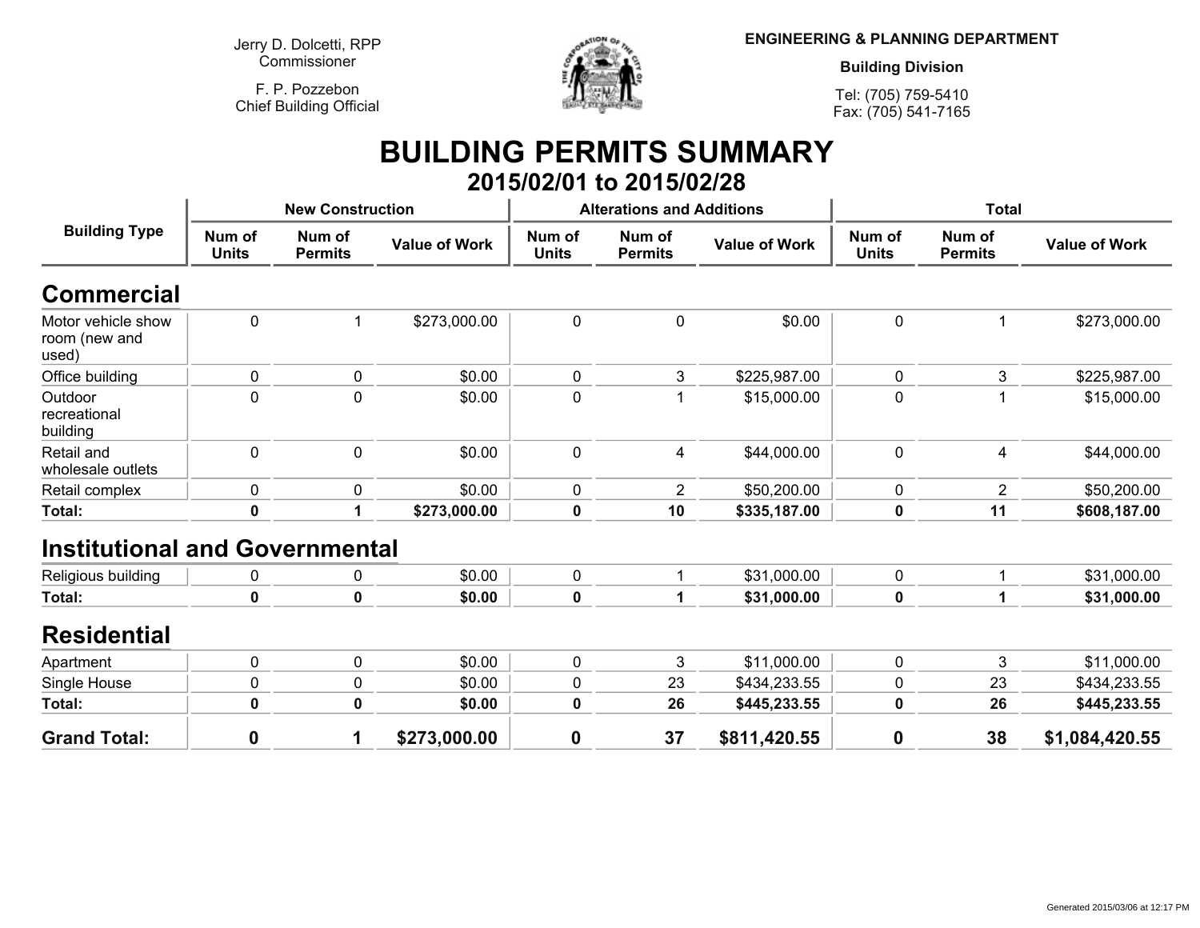Jerry D. Dolcetti, RPP
Commissioner

F. P. Pozzebon
Chief Building Official

**ENGINEERING & PLANNING DEPARTMENT**

**Building Division**

Tel: (705) 759-5410
Fax: (705) 541-7165

# BUILDING PERMITS SUMMARY

## 2015/02/01 to 2015/02/28

| Building Type | New Construction | | | Alterations and Additions | | | Total | | |
|---|---|---|---|---|---|---|---|---|---|
| | Num of Units | Num of Permits | Value of Work | Num of Units | Num of Permits | Value of Work | Num of Units | Num of Permits | Value of Work |
| **Commercial** | | | | | | | | | |
| Motor vehicle show room (new and used) | 0 | 1 | $273,000.00 | 0 | 0 | $0.00 | 0 | 1 | $273,000.00 |
| Office building | 0 | 0 | $0.00 | 0 | 3 | $225,987.00 | 0 | 3 | $225,987.00 |
| Outdoor recreational building | 0 | 0 | $0.00 | 0 | 1 | $15,000.00 | 0 | 1 | $15,000.00 |
| Retail and wholesale outlets | 0 | 0 | $0.00 | 0 | 4 | $44,000.00 | 0 | 4 | $44,000.00 |
| Retail complex | 0 | 0 | $0.00 | 0 | 2 | $50,200.00 | 0 | 2 | $50,200.00 |
| **Total:** | **0** | **1** | **$273,000.00** | **0** | **10** | **$335,187.00** | **0** | **11** | **$608,187.00** |
| **Institutional and Governmental** | | | | | | | | | |
| Religious building | 0 | 0 | $0.00 | 0 | 1 | $31,000.00 | 0 | 1 | $31,000.00 |
| **Total:** | **0** | **0** | **$0.00** | **0** | **1** | **$31,000.00** | **0** | **1** | **$31,000.00** |
| **Residential** | | | | | | | | | |
| Apartment | 0 | 0 | $0.00 | 0 | 3 | $11,000.00 | 0 | 3 | $11,000.00 |
| Single House | 0 | 0 | $0.00 | 0 | 23 | $434,233.55 | 0 | 23 | $434,233.55 |
| **Total:** | **0** | **0** | **$0.00** | **0** | **26** | **$445,233.55** | **0** | **26** | **$445,233.55** |
| **Grand Total:** | **0** | **1** | **$273,000.00** | **0** | **37** | **$811,420.55** | **0** | **38** | **$1,084,420.55** |

Generated 2015/03/06 at 12:17 PM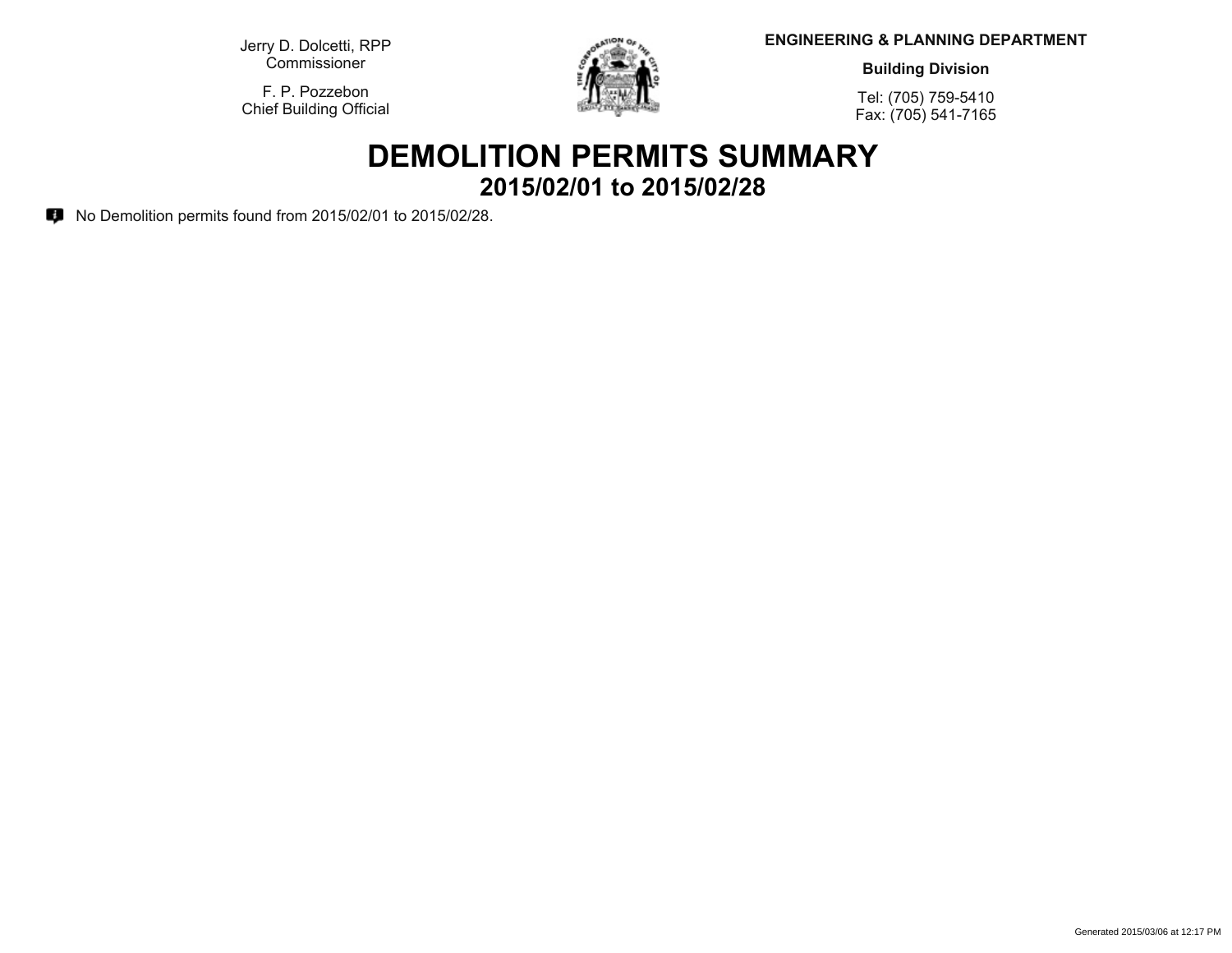Jerry D. Dolcetti, RPP
Commissioner

F. P. Pozzebon
Chief Building Official

**ENGINEERING & PLANNING DEPARTMENT**

**Building Division**

Tel: (705) 759-5410
Fax: (705) 541-7165

# DEMOLITION PERMITS SUMMARY

## 2015/02/01 to 2015/02/28

No Demolition permits found from 2015/02/01 to 2015/02/28.

Generated 2015/03/06 at 12:17 PM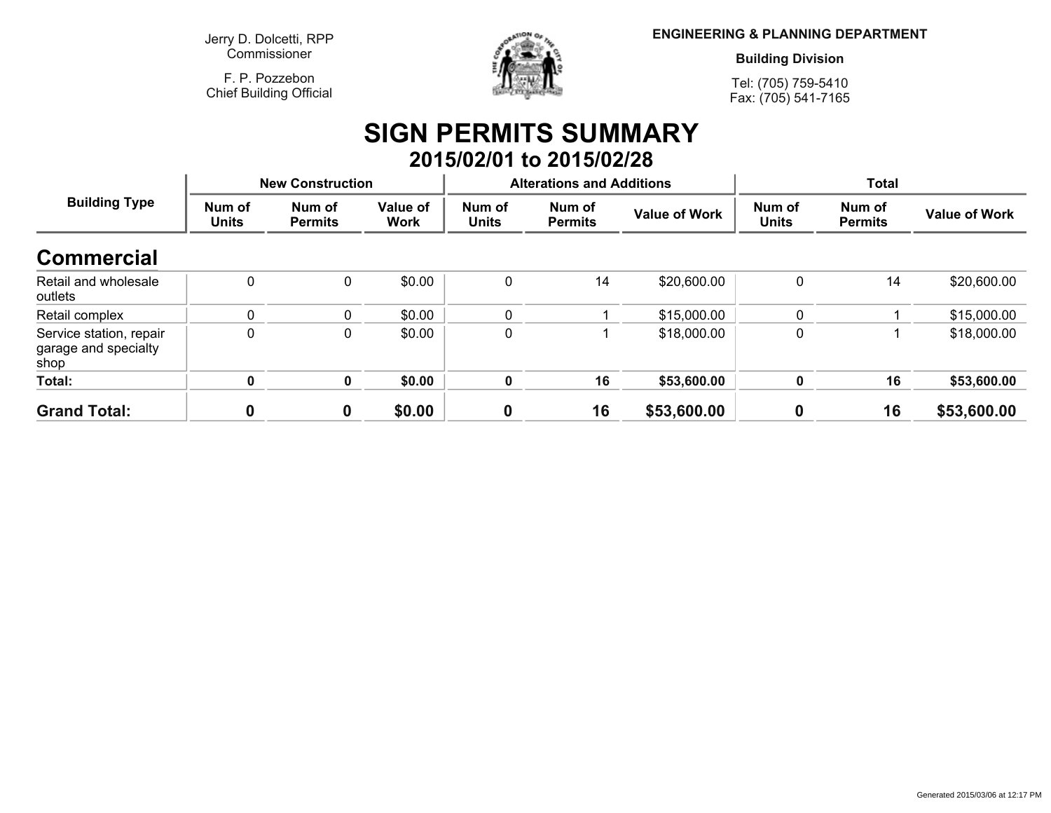Jerry D. Dolcetti, RPP
Commissioner

F. P. Pozzebon
Chief Building Official

**ENGINEERING & PLANNING DEPARTMENT**

**Building Division**

Tel: (705) 759-5410
Fax: (705) 541-7165

# SIGN PERMITS SUMMARY

## 2015/02/01 to 2015/02/28

| Building Type | New Construction | | | Alterations and Additions | | | Total | | |
|---|---|---|---|---|---|---|---|---|---|
| | Num of Units | Num of Permits | Value of Work | Num of Units | Num of Permits | Value of Work | Num of Units | Num of Permits | Value of Work |
| **Commercial** | | | | | | | | | |
| Retail and wholesale outlets | 0 | 0 | $0.00 | 0 | 14 | $20,600.00 | 0 | 14 | $20,600.00 |
| Retail complex | 0 | 0 | $0.00 | 0 | 1 | $15,000.00 | 0 | 1 | $15,000.00 |
| Service station, repair garage and specialty shop | 0 | 0 | $0.00 | 0 | 1 | $18,000.00 | 0 | 1 | $18,000.00 |
| **Total:** | **0** | **0** | **$0.00** | **0** | **16** | **$53,600.00** | **0** | **16** | **$53,600.00** |
| **Grand Total:** | **0** | **0** | **$0.00** | **0** | **16** | **$53,600.00** | **0** | **16** | **$53,600.00** |

Generated 2015/03/06 at 12:17 PM